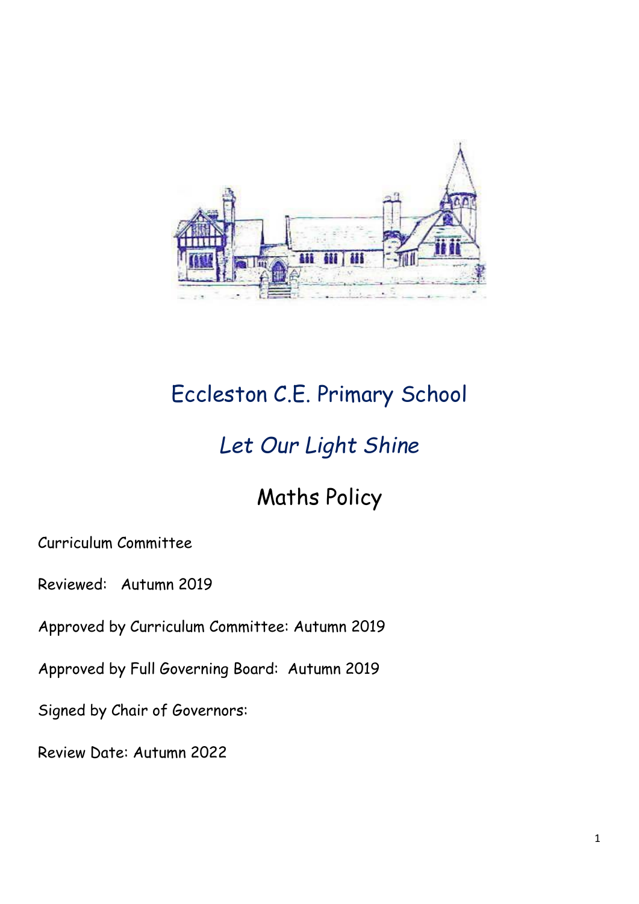# Eccleston C.E. Primary School

## *Let Our Light Shine*

## Maths Policy

Curriculum Committee

Reviewed: Autumn 2019

Approved by Curriculum Committee: Autumn 2019

Approved by Full Governing Board: Autumn 2019

Signed by Chair of Governors:

Review Date: Autumn 2022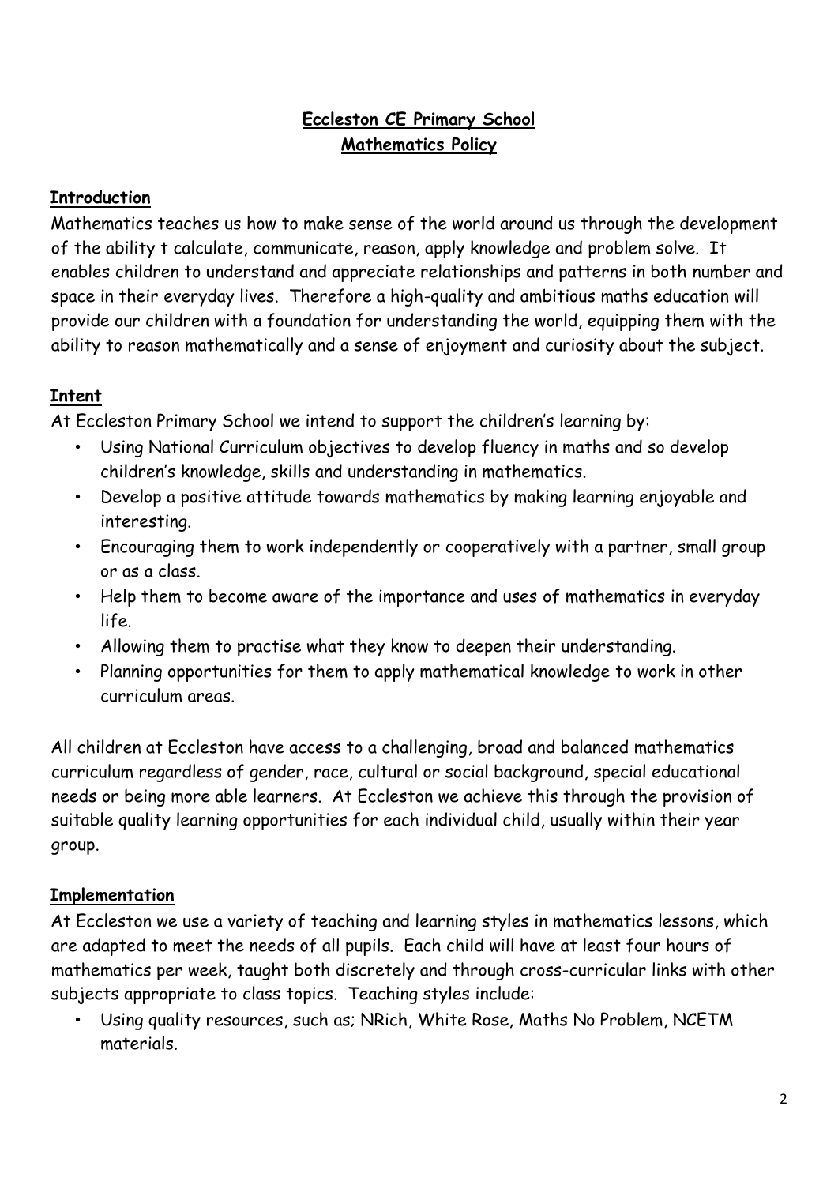**Eccleston CE Primary School**
**Mathematics Policy**

## Introduction

Mathematics teaches us how to make sense of the world around us through the development of the ability t calculate, communicate, reason, apply knowledge and problem solve. It enables children to understand and appreciate relationships and patterns in both number and space in their everyday lives. Therefore a high-quality and ambitious maths education will provide our children with a foundation for understanding the world, equipping them with the ability to reason mathematically and a sense of enjoyment and curiosity about the subject.

## Intent

At Eccleston Primary School we intend to support the children's learning by:

- Using National Curriculum objectives to develop fluency in maths and so develop children's knowledge, skills and understanding in mathematics.
- Develop a positive attitude towards mathematics by making learning enjoyable and interesting.
- Encouraging them to work independently or cooperatively with a partner, small group or as a class.
- Help them to become aware of the importance and uses of mathematics in everyday life.
- Allowing them to practise what they know to deepen their understanding.
- Planning opportunities for them to apply mathematical knowledge to work in other curriculum areas.

All children at Eccleston have access to a challenging, broad and balanced mathematics curriculum regardless of gender, race, cultural or social background, special educational needs or being more able learners. At Eccleston we achieve this through the provision of suitable quality learning opportunities for each individual child, usually within their year group.

## Implementation

At Eccleston we use a variety of teaching and learning styles in mathematics lessons, which are adapted to meet the needs of all pupils. Each child will have at least four hours of mathematics per week, taught both discretely and through cross-curricular links with other subjects appropriate to class topics. Teaching styles include:

- Using quality resources, such as; NRich, White Rose, Maths No Problem, NCETM materials.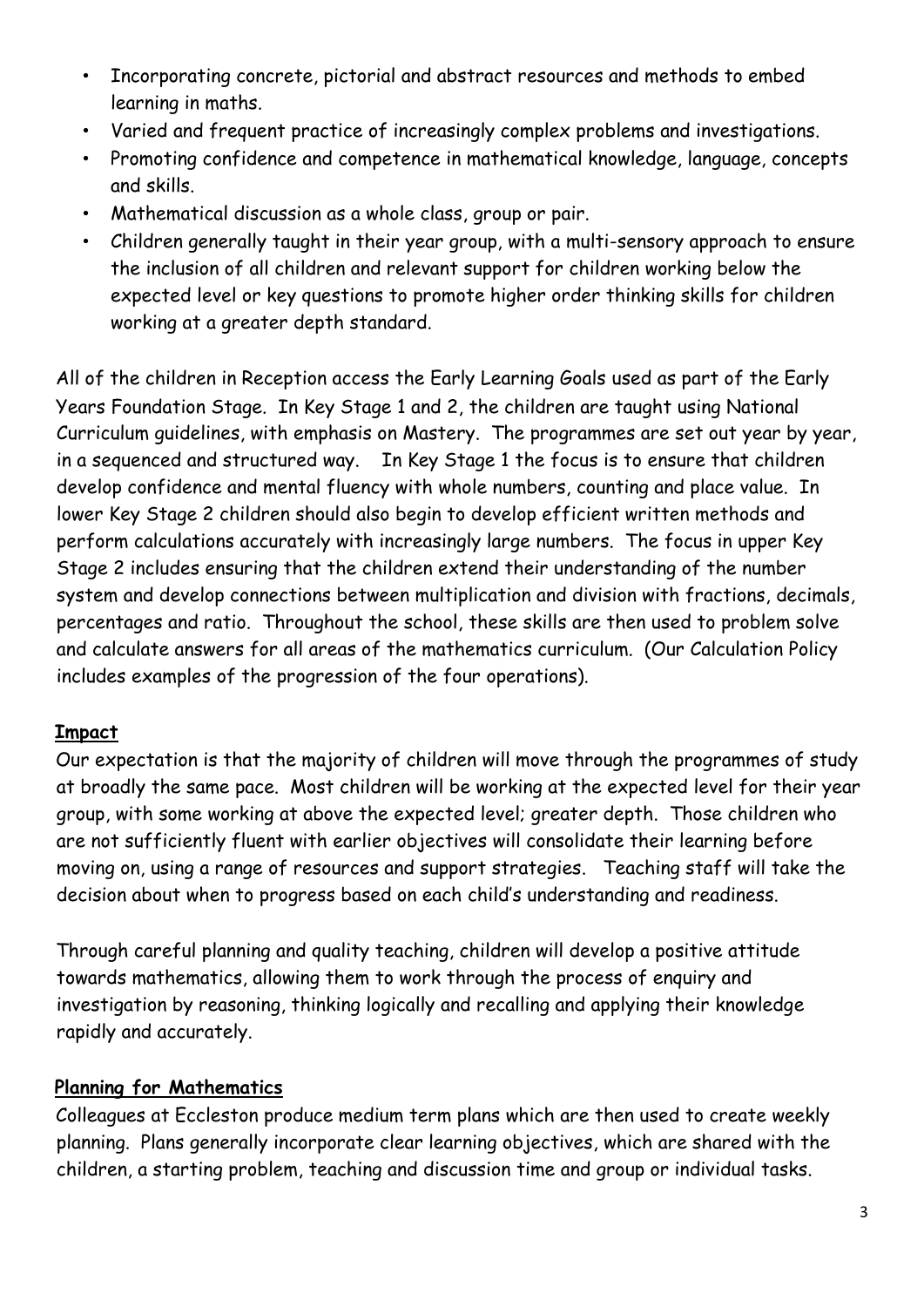- Incorporating concrete, pictorial and abstract resources and methods to embed learning in maths.
- Varied and frequent practice of increasingly complex problems and investigations.
- Promoting confidence and competence in mathematical knowledge, language, concepts and skills.
- Mathematical discussion as a whole class, group or pair.
- Children generally taught in their year group, with a multi-sensory approach to ensure the inclusion of all children and relevant support for children working below the expected level or key questions to promote higher order thinking skills for children working at a greater depth standard.

All of the children in Reception access the Early Learning Goals used as part of the Early Years Foundation Stage. In Key Stage 1 and 2, the children are taught using National Curriculum guidelines, with emphasis on Mastery. The programmes are set out year by year, in a sequenced and structured way. In Key Stage 1 the focus is to ensure that children develop confidence and mental fluency with whole numbers, counting and place value. In lower Key Stage 2 children should also begin to develop efficient written methods and perform calculations accurately with increasingly large numbers. The focus in upper Key Stage 2 includes ensuring that the children extend their understanding of the number system and develop connections between multiplication and division with fractions, decimals, percentages and ratio. Throughout the school, these skills are then used to problem solve and calculate answers for all areas of the mathematics curriculum. (Our Calculation Policy includes examples of the progression of the four operations).

**Impact**

Our expectation is that the majority of children will move through the programmes of study at broadly the same pace. Most children will be working at the expected level for their year group, with some working at above the expected level; greater depth. Those children who are not sufficiently fluent with earlier objectives will consolidate their learning before moving on, using a range of resources and support strategies. Teaching staff will take the decision about when to progress based on each child's understanding and readiness.

Through careful planning and quality teaching, children will develop a positive attitude towards mathematics, allowing them to work through the process of enquiry and investigation by reasoning, thinking logically and recalling and applying their knowledge rapidly and accurately.

**Planning for Mathematics**

Colleagues at Eccleston produce medium term plans which are then used to create weekly planning. Plans generally incorporate clear learning objectives, which are shared with the children, a starting problem, teaching and discussion time and group or individual tasks.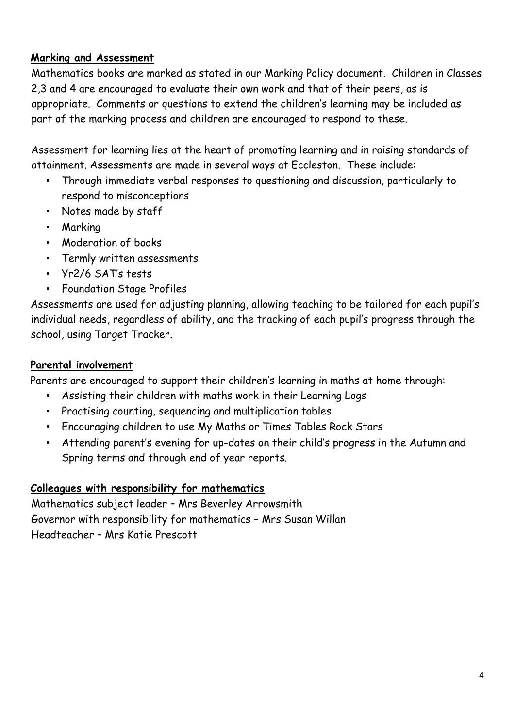## Marking and Assessment

Mathematics books are marked as stated in our Marking Policy document. Children in Classes 2,3 and 4 are encouraged to evaluate their own work and that of their peers, as is appropriate. Comments or questions to extend the children's learning may be included as part of the marking process and children are encouraged to respond to these.

Assessment for learning lies at the heart of promoting learning and in raising standards of attainment. Assessments are made in several ways at Eccleston. These include:

- Through immediate verbal responses to questioning and discussion, particularly to respond to misconceptions
- Notes made by staff
- Marking
- Moderation of books
- Termly written assessments
- Yr2/6 SAT's tests
- Foundation Stage Profiles

Assessments are used for adjusting planning, allowing teaching to be tailored for each pupil's individual needs, regardless of ability, and the tracking of each pupil's progress through the school, using Target Tracker.

## Parental involvement

Parents are encouraged to support their children's learning in maths at home through:

- Assisting their children with maths work in their Learning Logs
- Practising counting, sequencing and multiplication tables
- Encouraging children to use My Maths or Times Tables Rock Stars
- Attending parent's evening for up-dates on their child's progress in the Autumn and Spring terms and through end of year reports.

## Colleagues with responsibility for mathematics

Mathematics subject leader – Mrs Beverley Arrowsmith
Governor with responsibility for mathematics – Mrs Susan Willan
Headteacher – Mrs Katie Prescott